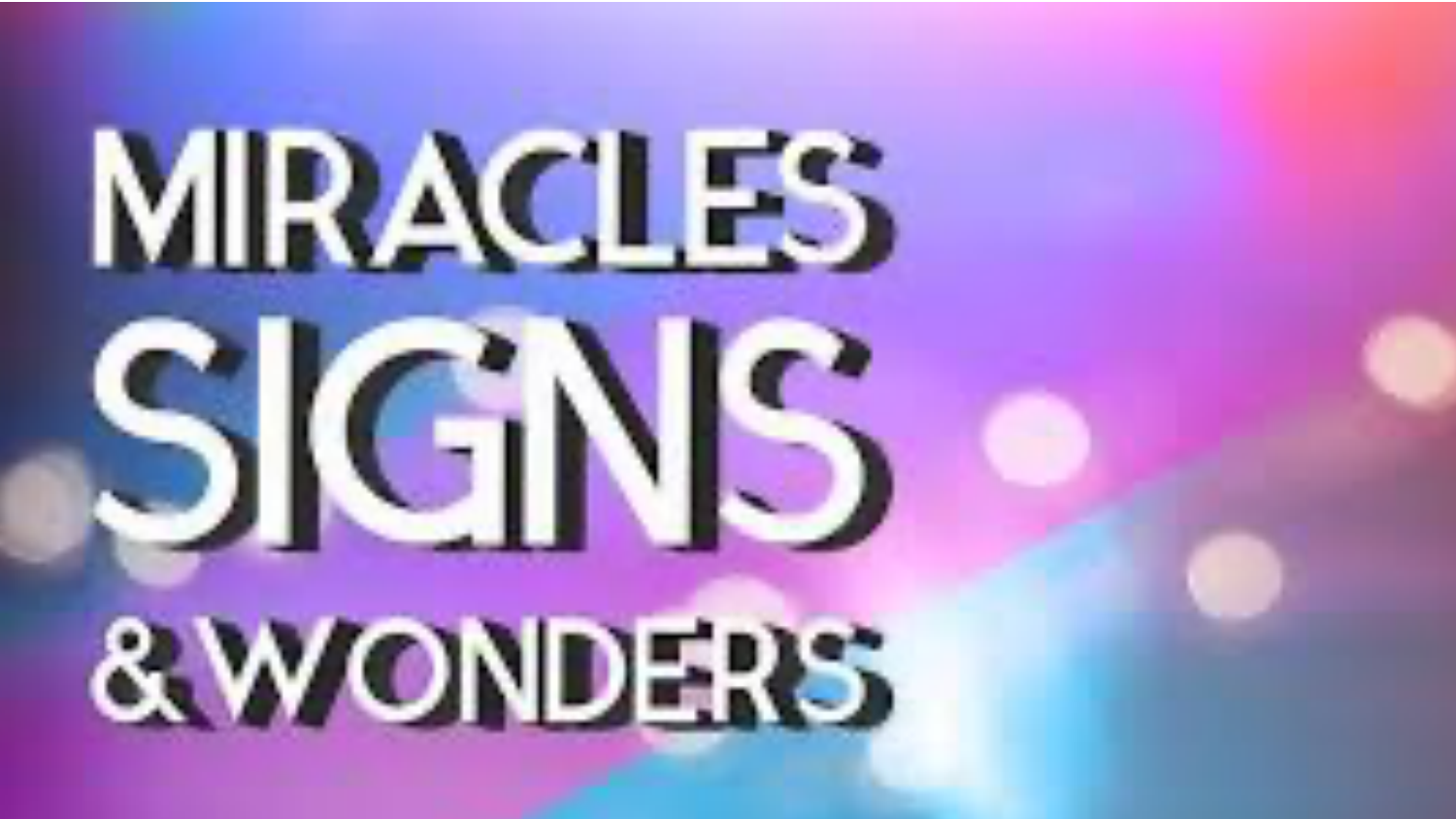# MIRACLES SIGNS & WONDERS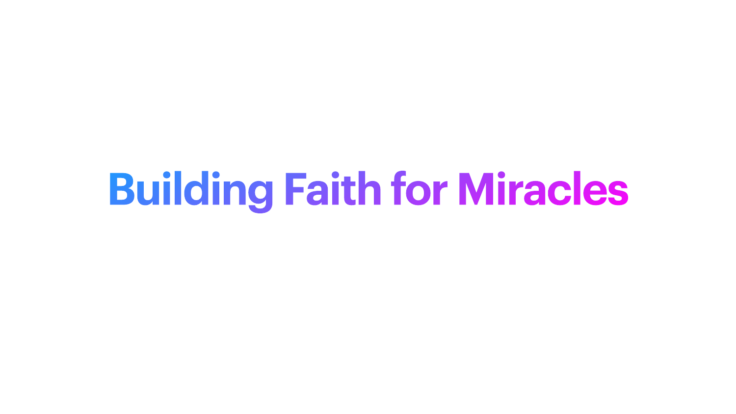# Building Faith for Miracles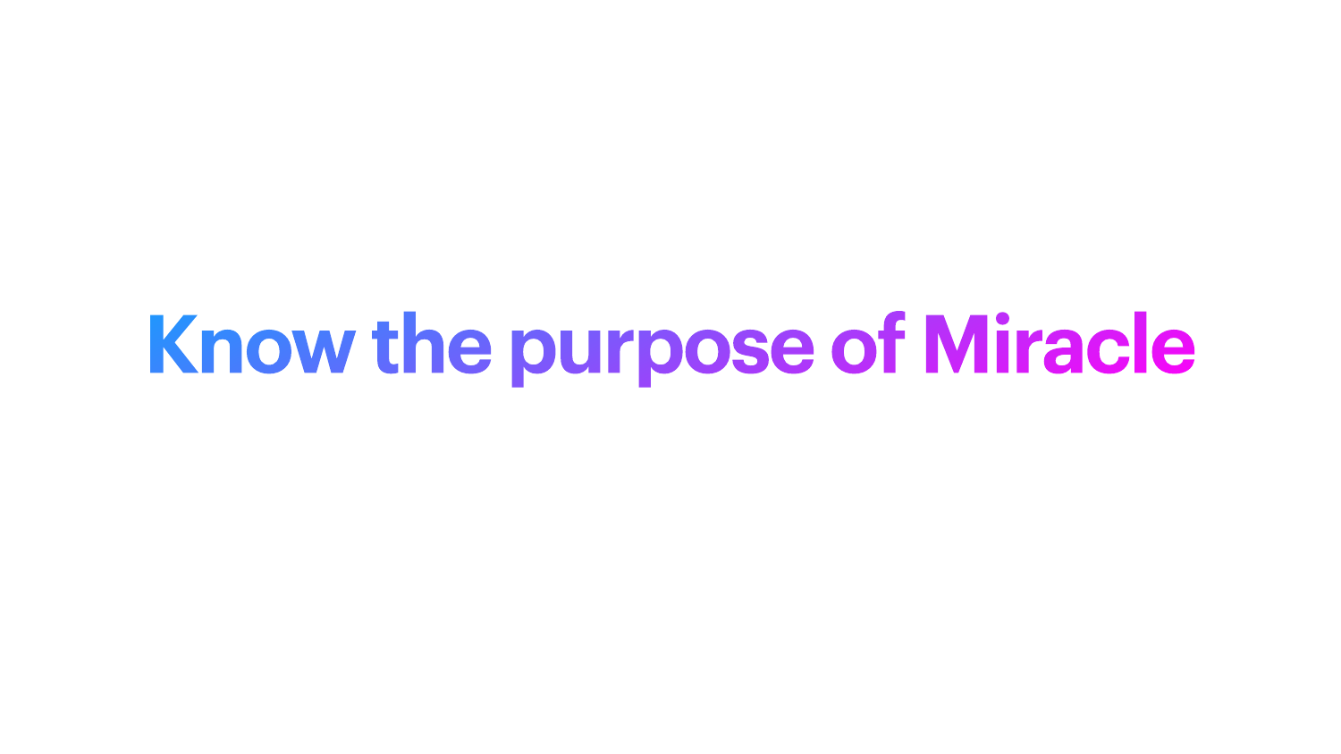# Know the purpose of Miracle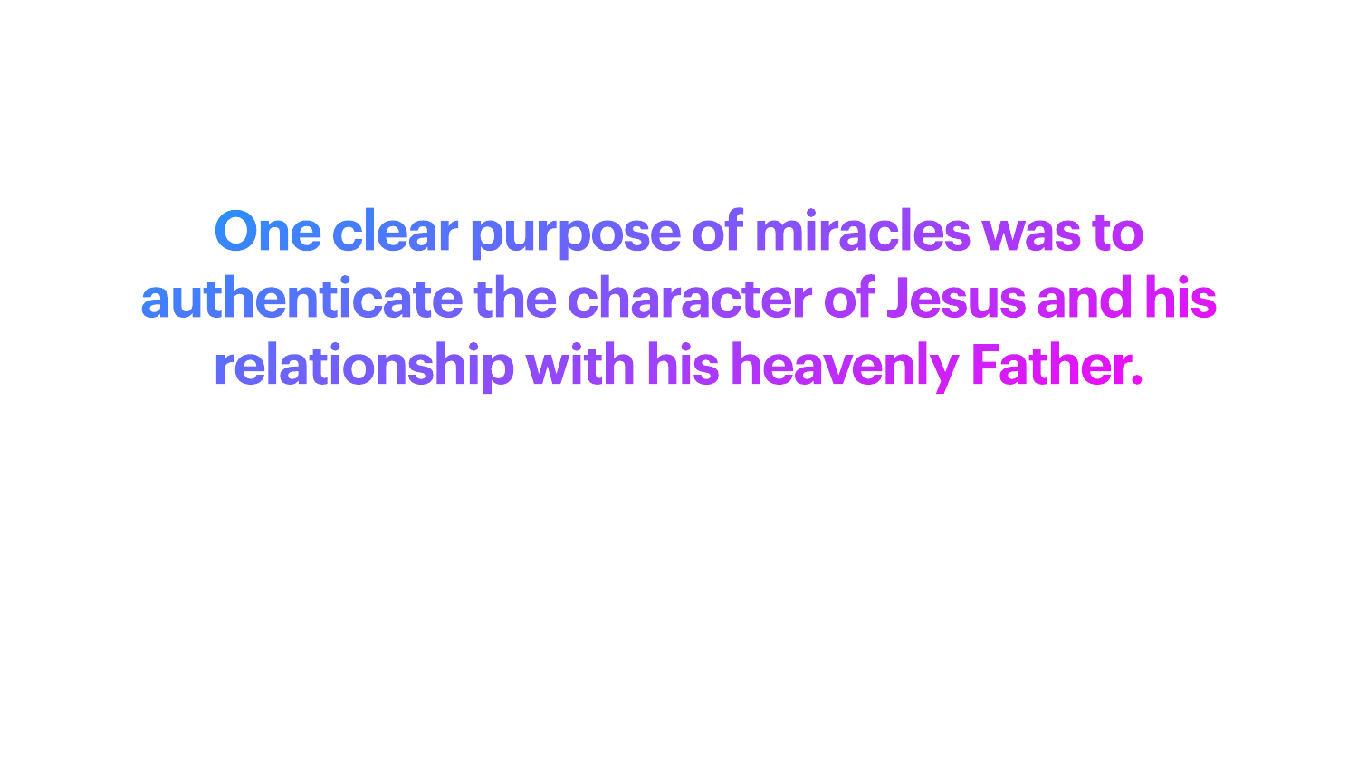One clear purpose of miracles was to authenticate the character of Jesus and his relationship with his heavenly Father.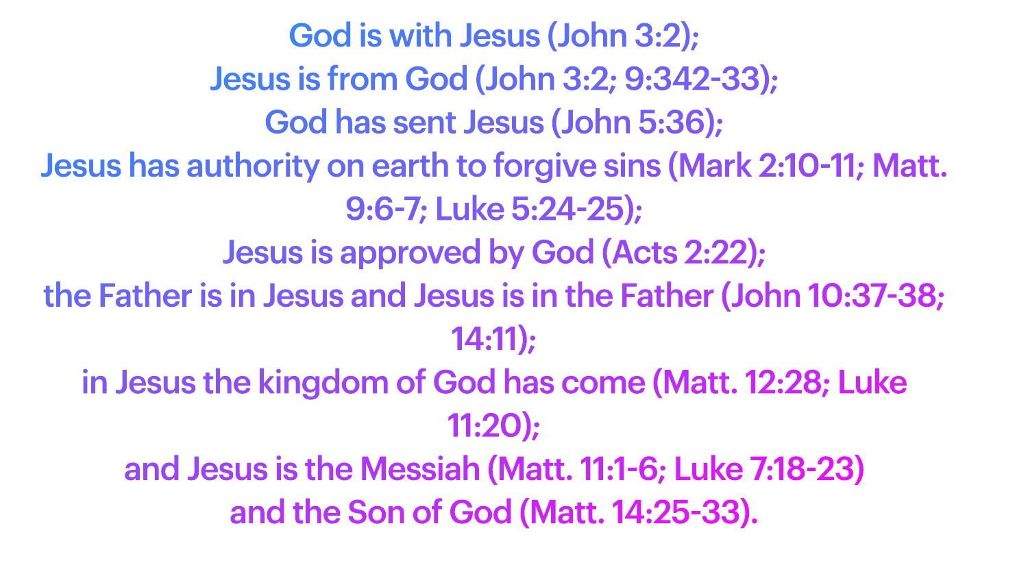God is with Jesus (John 3:2);
Jesus is from God (John 3:2; 9:342-33);
God has sent Jesus (John 5:36);
Jesus has authority on earth to forgive sins (Mark 2:10-11; Matt. 9:6-7; Luke 5:24-25);
Jesus is approved by God (Acts 2:22);
the Father is in Jesus and Jesus is in the Father (John 10:37-38; 14:11);
in Jesus the kingdom of God has come (Matt. 12:28; Luke 11:20);
and Jesus is the Messiah (Matt. 11:1-6; Luke 7:18-23)
and the Son of God (Matt. 14:25-33).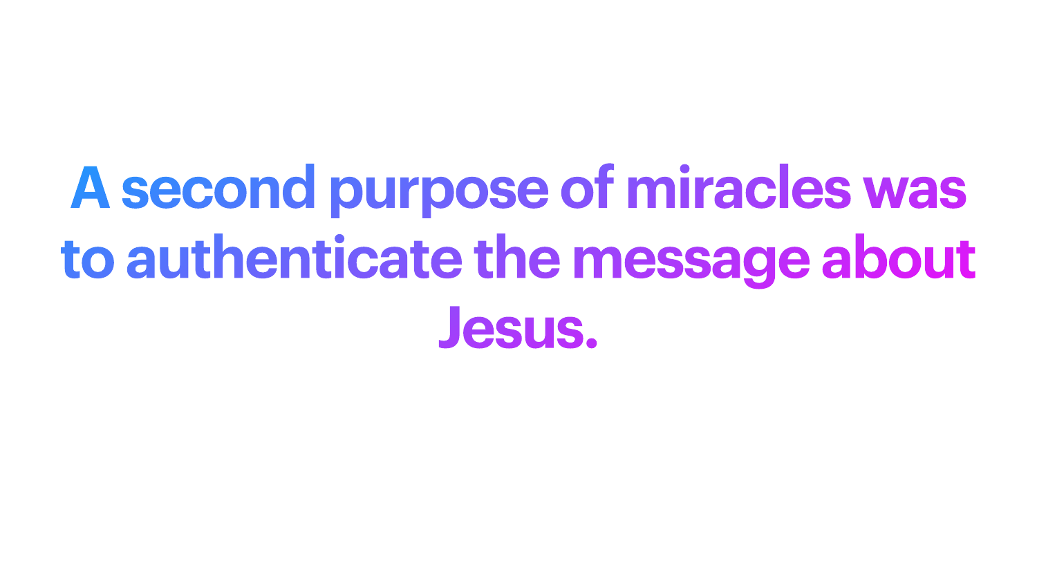# A second purpose of miracles was to authenticate the message about Jesus.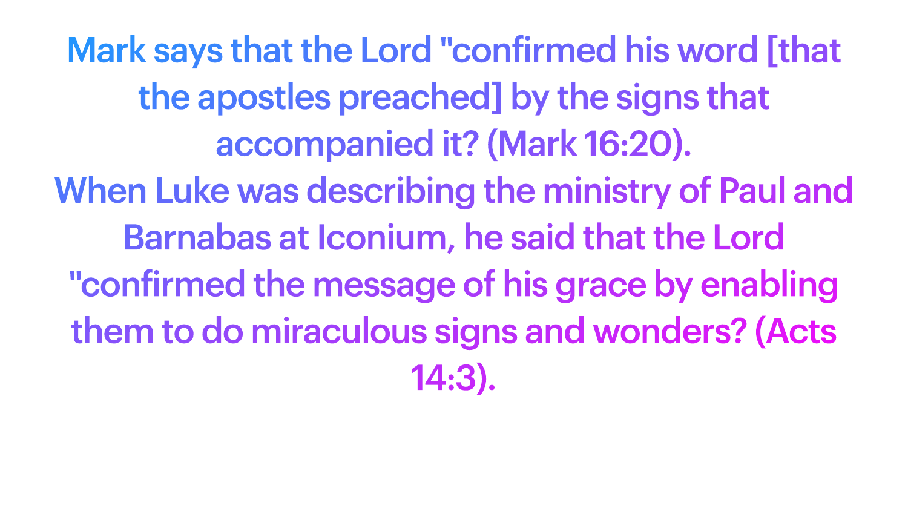Mark says that the Lord "confirmed his word [that the apostles preached] by the signs that accompanied it? (Mark 16:20).

When Luke was describing the ministry of Paul and Barnabas at Iconium, he said that the Lord "confirmed the message of his grace by enabling them to do miraculous signs and wonders? (Acts 14:3).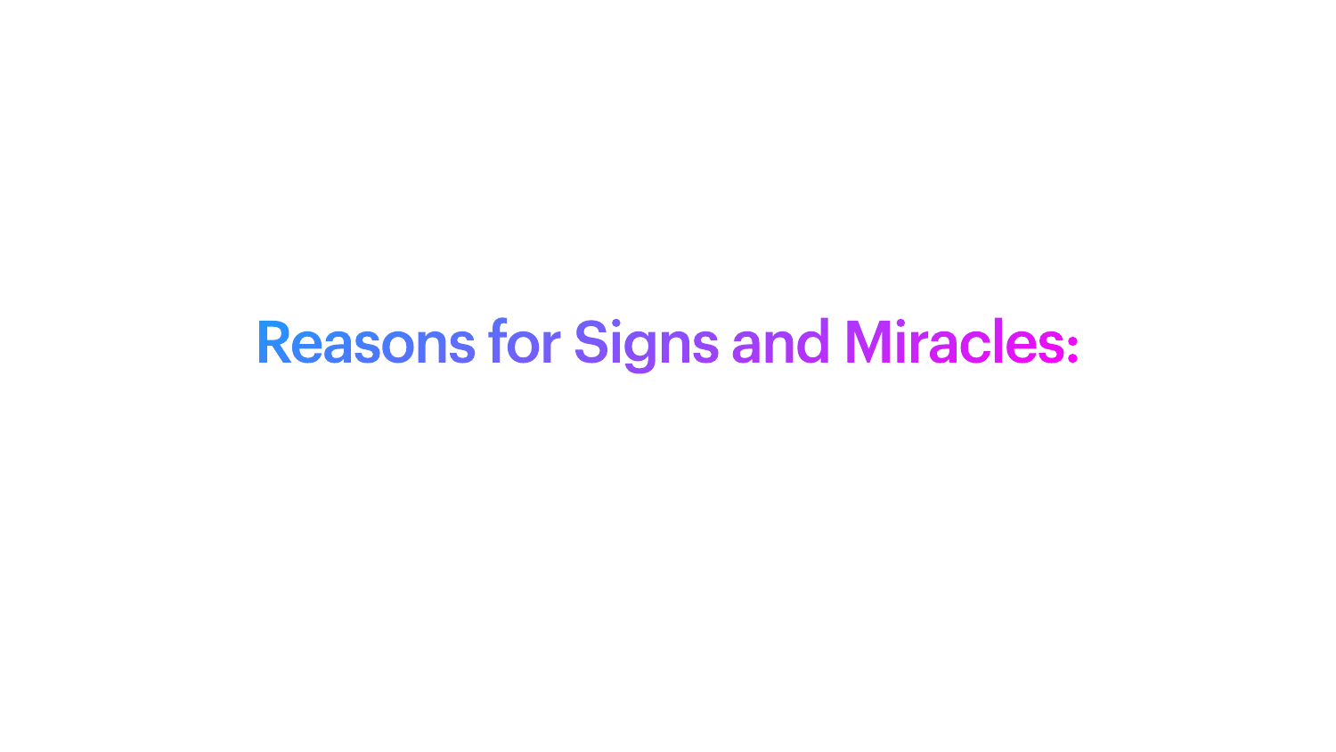# Reasons for Signs and Miracles: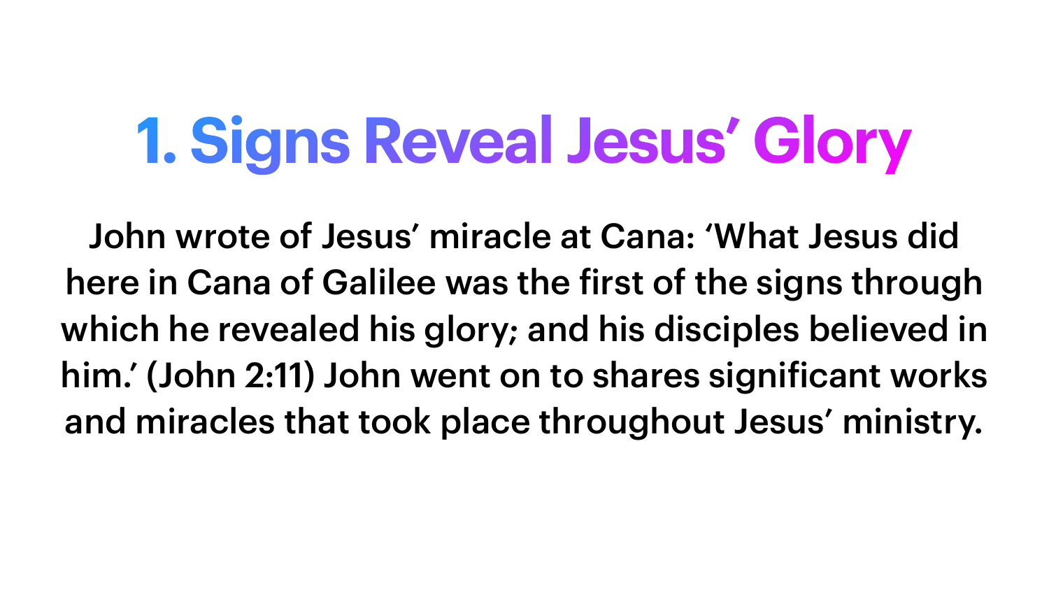# 1. Signs Reveal Jesus' Glory

John wrote of Jesus' miracle at Cana: 'What Jesus did here in Cana of Galilee was the first of the signs through which he revealed his glory; and his disciples believed in him.' (John 2:11) John went on to shares significant works and miracles that took place throughout Jesus' ministry.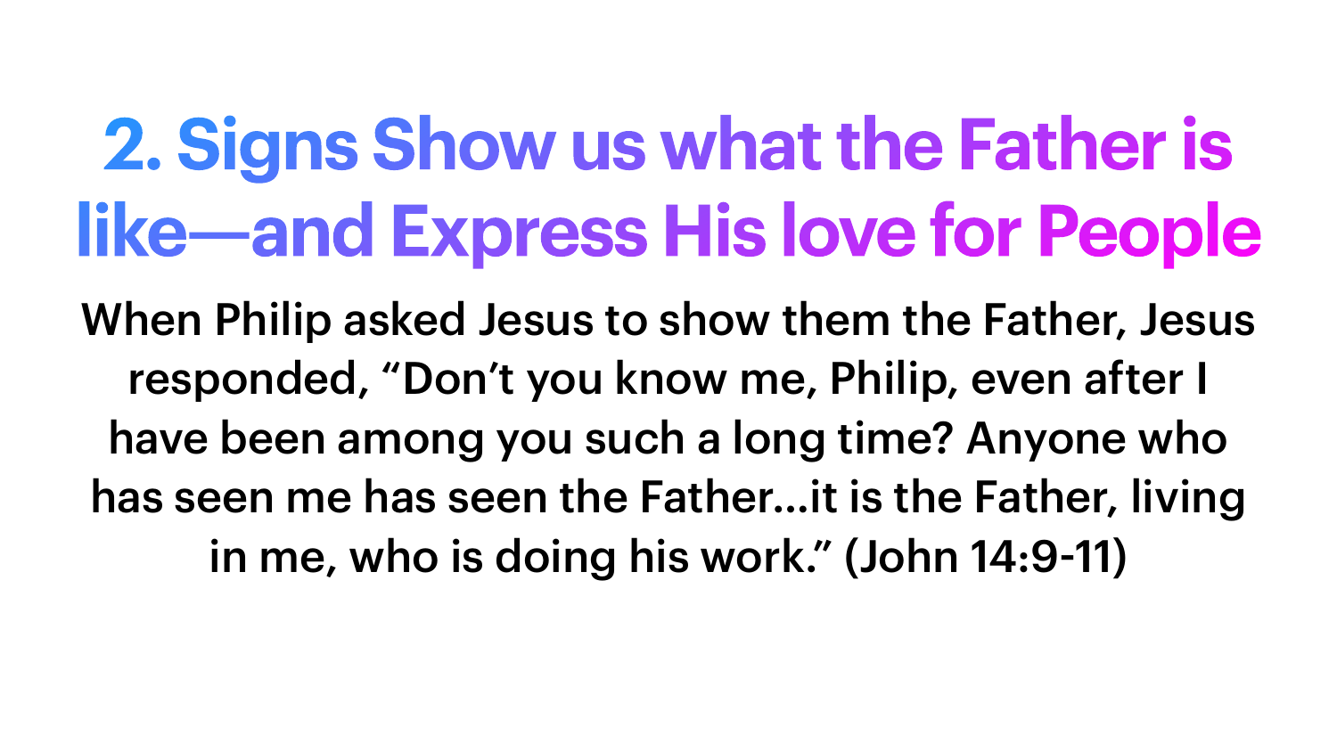# 2. Signs Show us what the Father is like—and Express His love for People

When Philip asked Jesus to show them the Father, Jesus responded, “Don’t you know me, Philip, even after I have been among you such a long time? Anyone who has seen me has seen the Father…it is the Father, living in me, who is doing his work.” (John 14:9-11)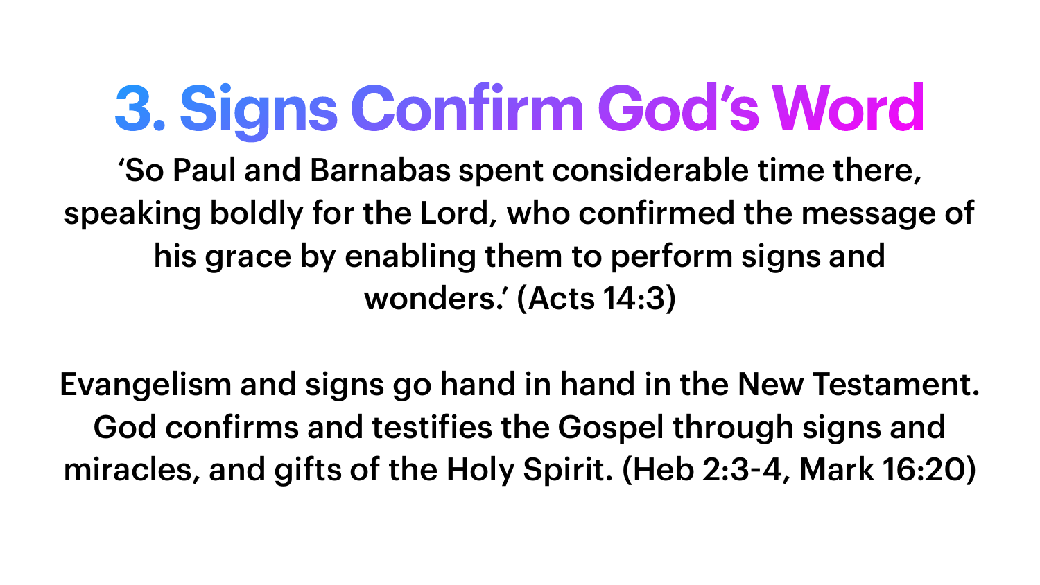# 3. Signs Confirm God's Word

'So Paul and Barnabas spent considerable time there, speaking boldly for the Lord, who confirmed the message of his grace by enabling them to perform signs and wonders.' (Acts 14:3)

Evangelism and signs go hand in hand in the New Testament. God confirms and testifies the Gospel through signs and miracles, and gifts of the Holy Spirit. (Heb 2:3-4, Mark 16:20)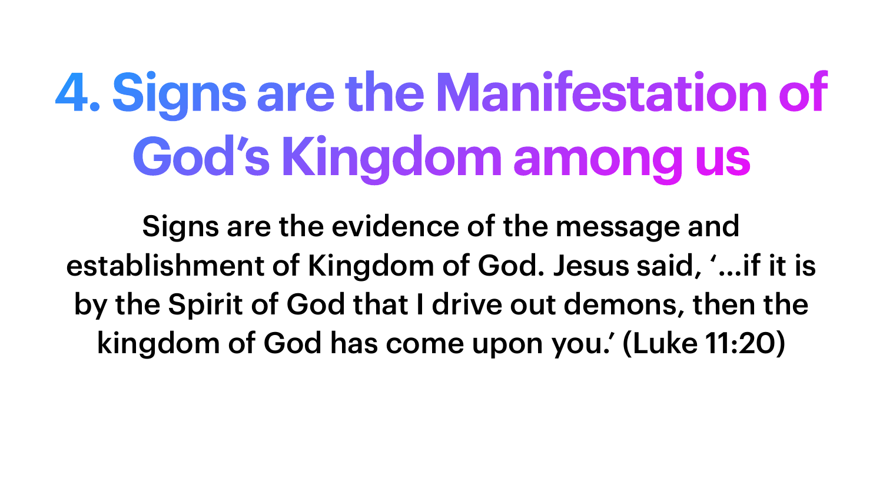# 4. Signs are the Manifestation of God's Kingdom among us

Signs are the evidence of the message and establishment of Kingdom of God. Jesus said, '...if it is by the Spirit of God that I drive out demons, then the kingdom of God has come upon you.' (Luke 11:20)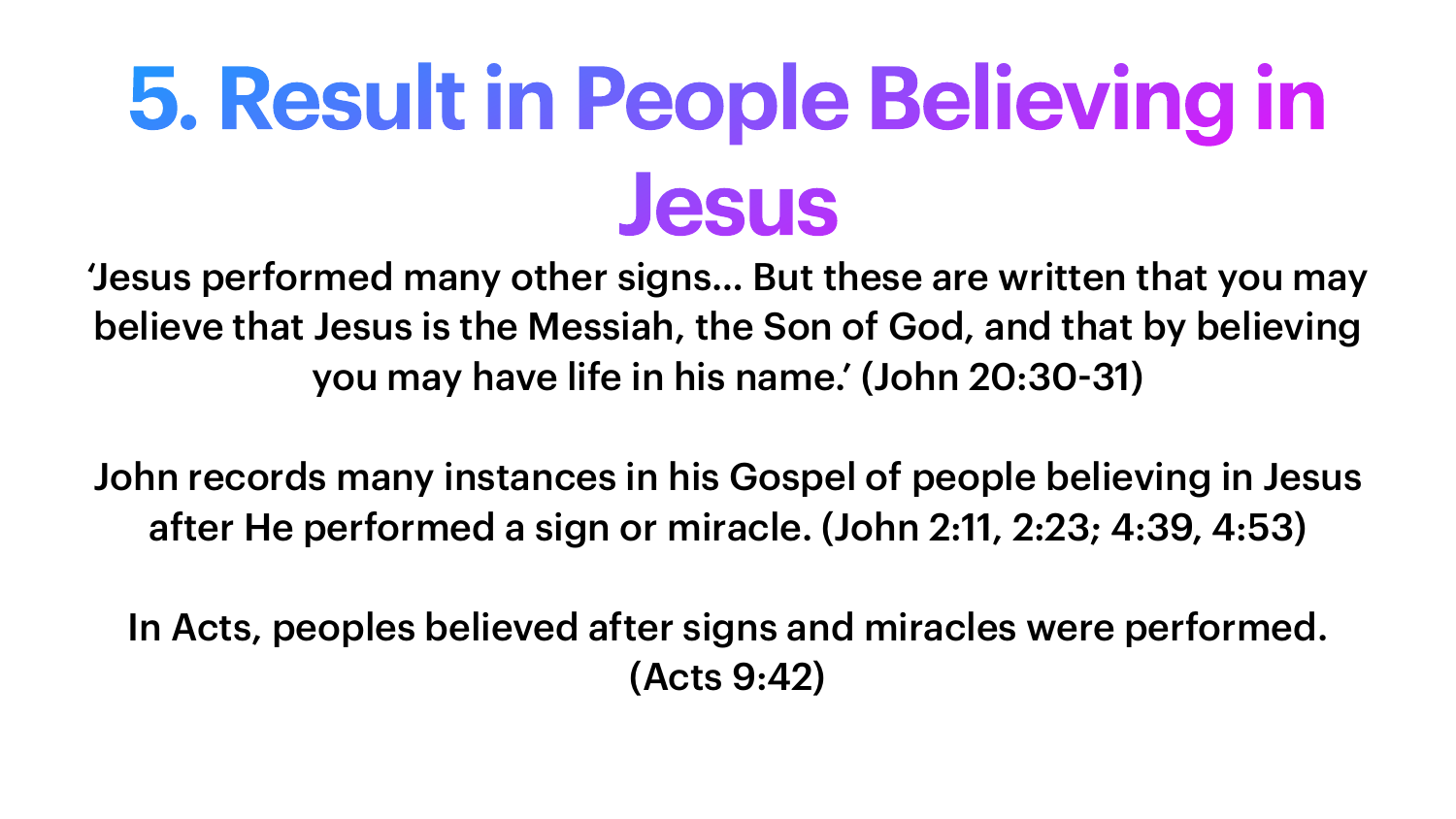# 5. Result in People Believing in Jesus

'Jesus performed many other signs… But these are written that you may believe that Jesus is the Messiah, the Son of God, and that by believing you may have life in his name.' (John 20:30-31)

John records many instances in his Gospel of people believing in Jesus after He performed a sign or miracle. (John 2:11, 2:23; 4:39, 4:53)

In Acts, peoples believed after signs and miracles were performed. (Acts 9:42)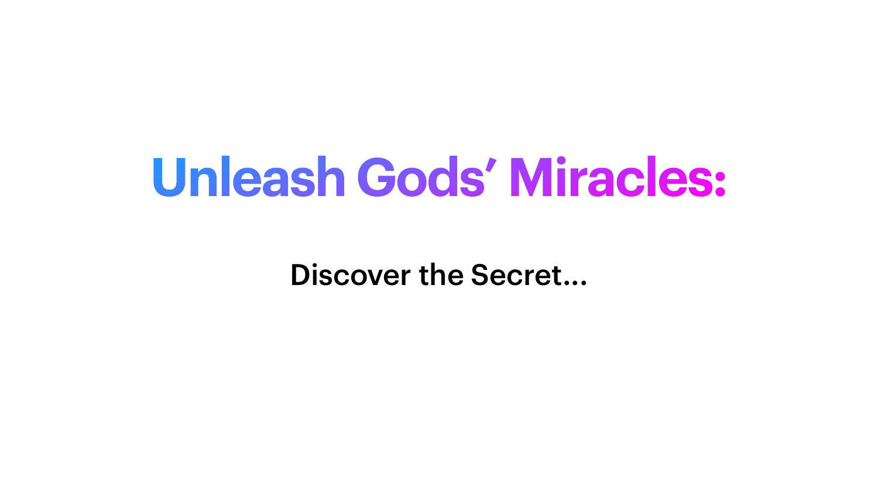# Unleash Gods' Miracles:

Discover the Secret...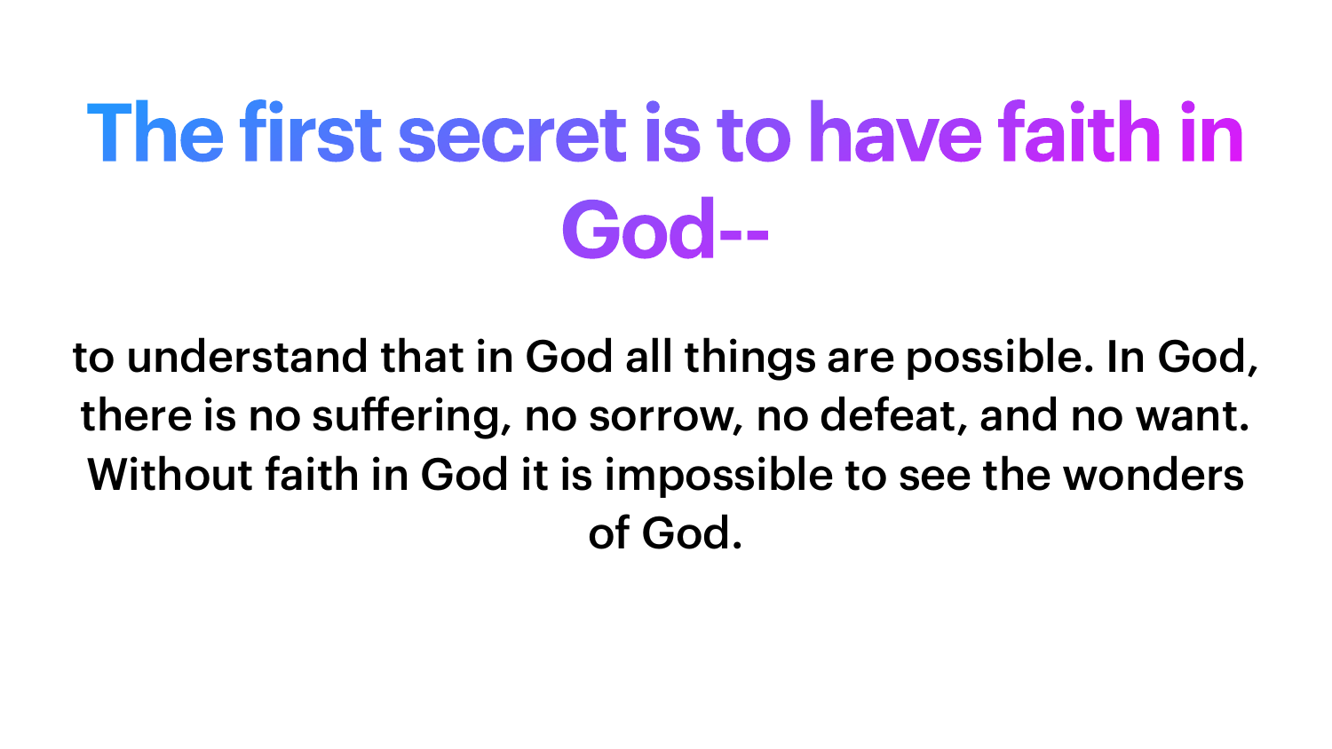# The first secret is to have faith in God--

to understand that in God all things are possible. In God, there is no suffering, no sorrow, no defeat, and no want. Without faith in God it is impossible to see the wonders of God.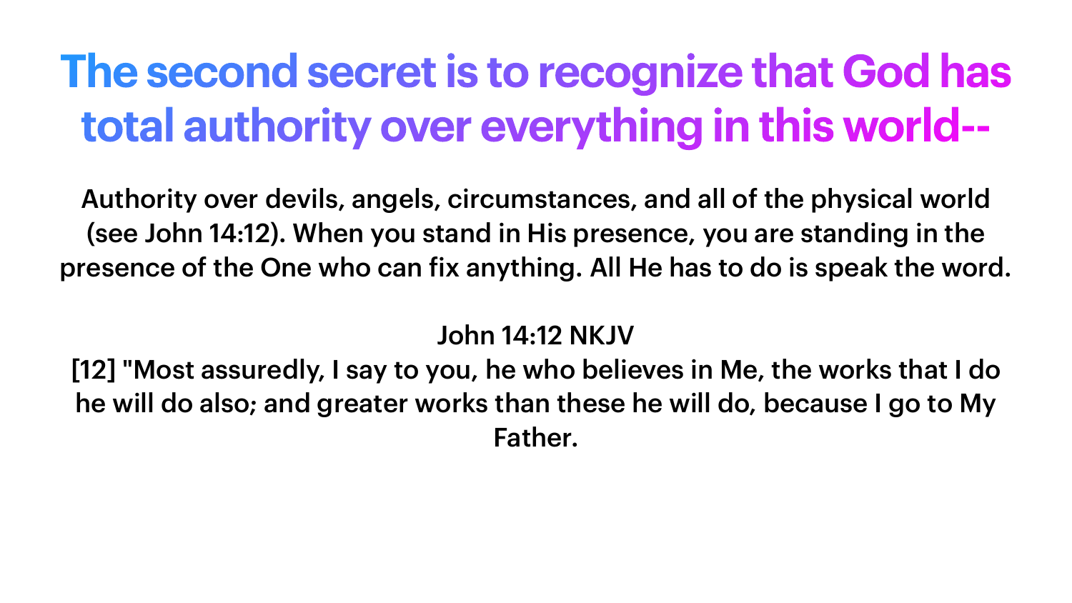# The second secret is to recognize that God has total authority over everything in this world--

Authority over devils, angels, circumstances, and all of the physical world (see John 14:12). When you stand in His presence, you are standing in the presence of the One who can fix anything. All He has to do is speak the word.

John 14:12 NKJV

[12] "Most assuredly, I say to you, he who believes in Me, the works that I do he will do also; and greater works than these he will do, because I go to My Father.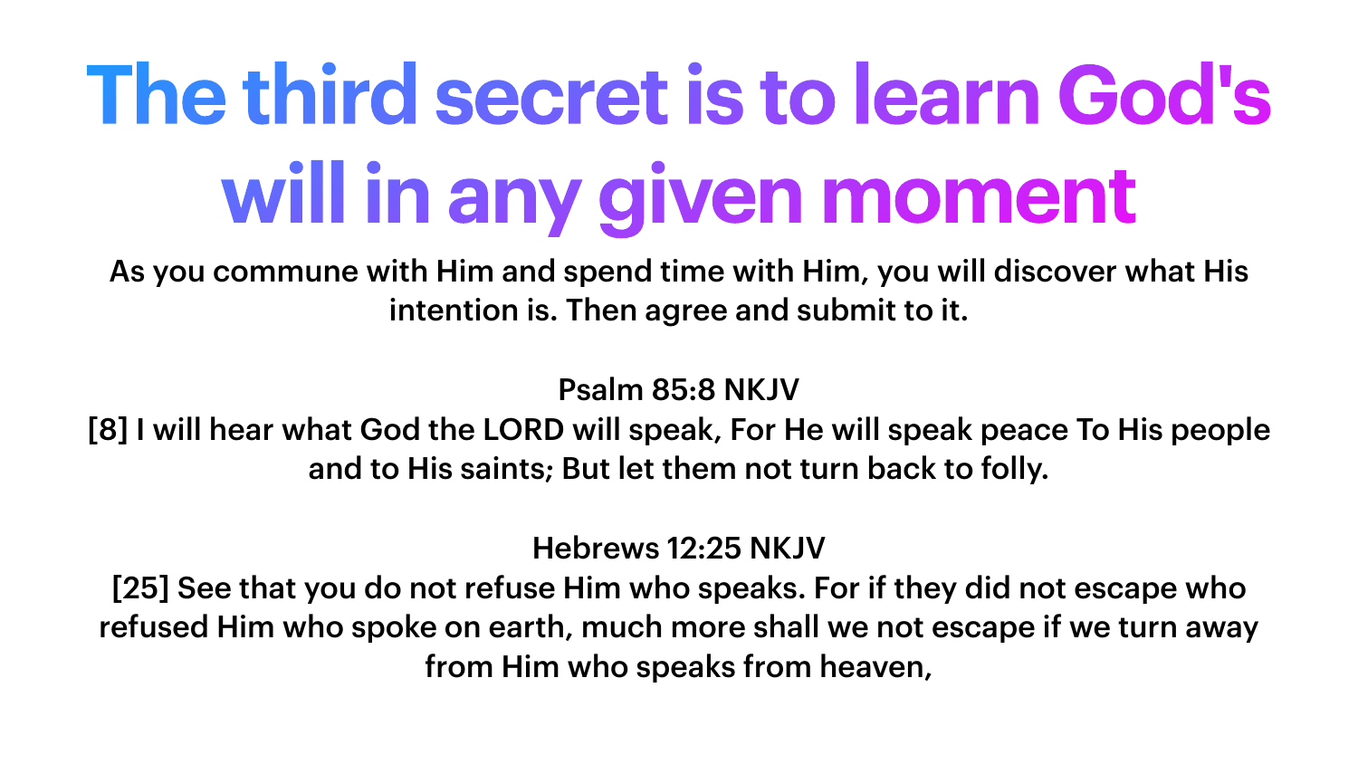# The third secret is to learn God's will in any given moment

As you commune with Him and spend time with Him, you will discover what His intention is. Then agree and submit to it.

Psalm 85:8 NKJV
[8] I will hear what God the LORD will speak, For He will speak peace To His people and to His saints; But let them not turn back to folly.

Hebrews 12:25 NKJV
[25] See that you do not refuse Him who speaks. For if they did not escape who refused Him who spoke on earth, much more shall we not escape if we turn away from Him who speaks from heaven,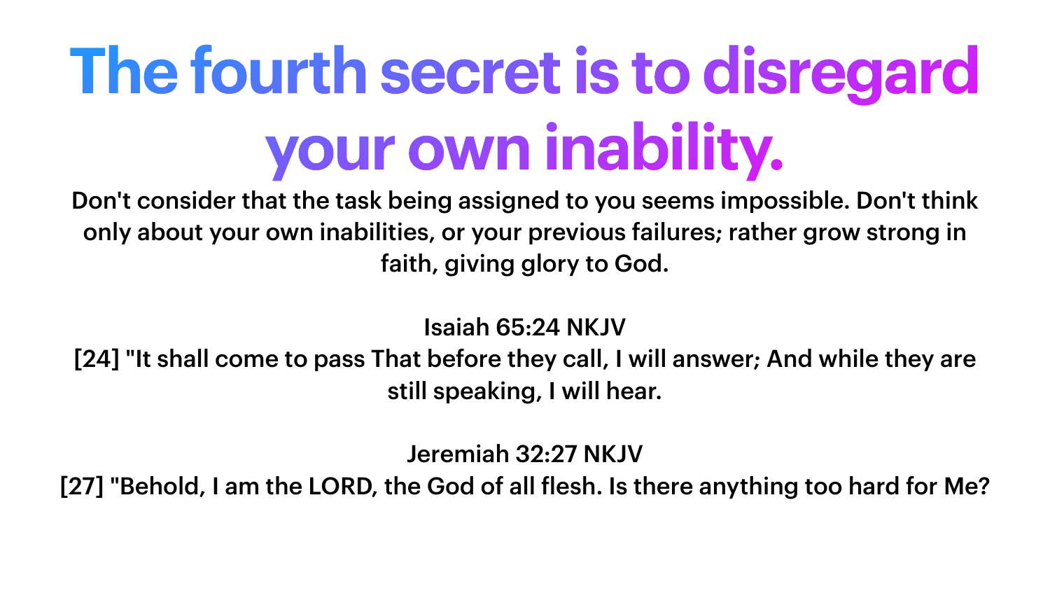# The fourth secret is to disregard your own inability.

Don't consider that the task being assigned to you seems impossible. Don't think only about your own inabilities, or your previous failures; rather grow strong in faith, giving glory to God.

Isaiah 65:24 NKJV
[24] "It shall come to pass That before they call, I will answer; And while they are still speaking, I will hear.

Jeremiah 32:27 NKJV
[27] "Behold, I am the LORD, the God of all flesh. Is there anything too hard for Me?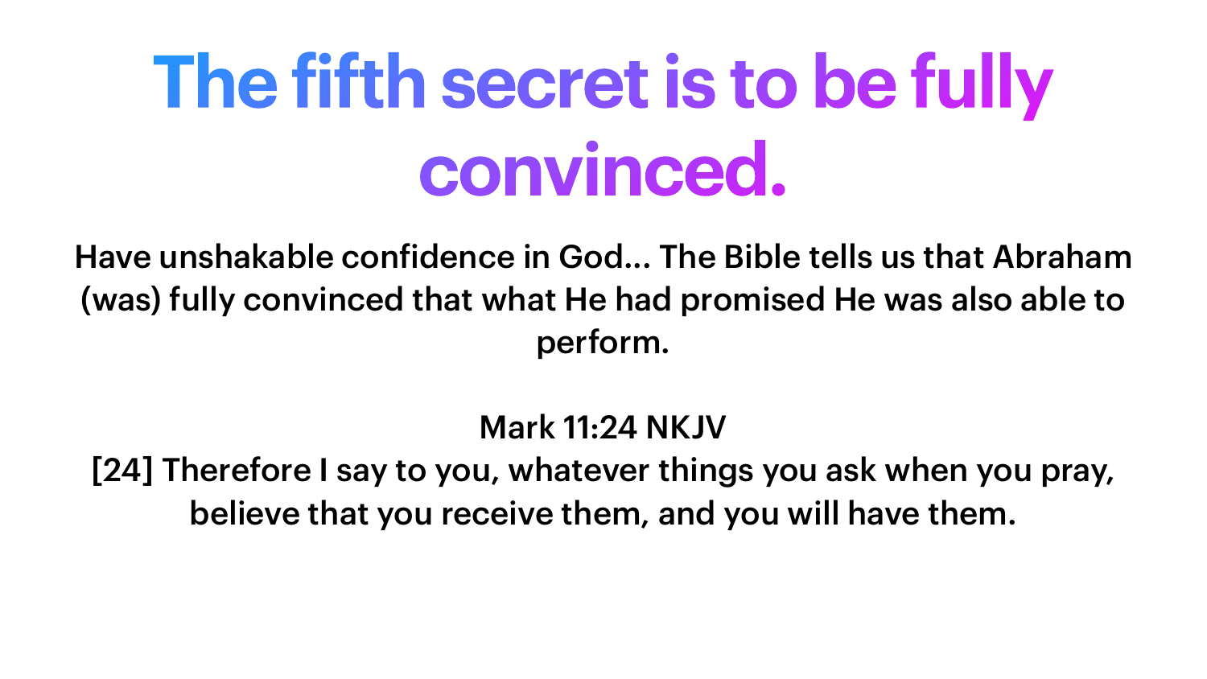# The fifth secret is to be fully convinced.

**Have unshakable confidence in God... The Bible tells us that Abraham (was) fully convinced that what He had promised He was also able to perform.**

**Mark 11:24 NKJV**
**[24] Therefore I say to you, whatever things you ask when you pray, believe that you receive them, and you will have them.**